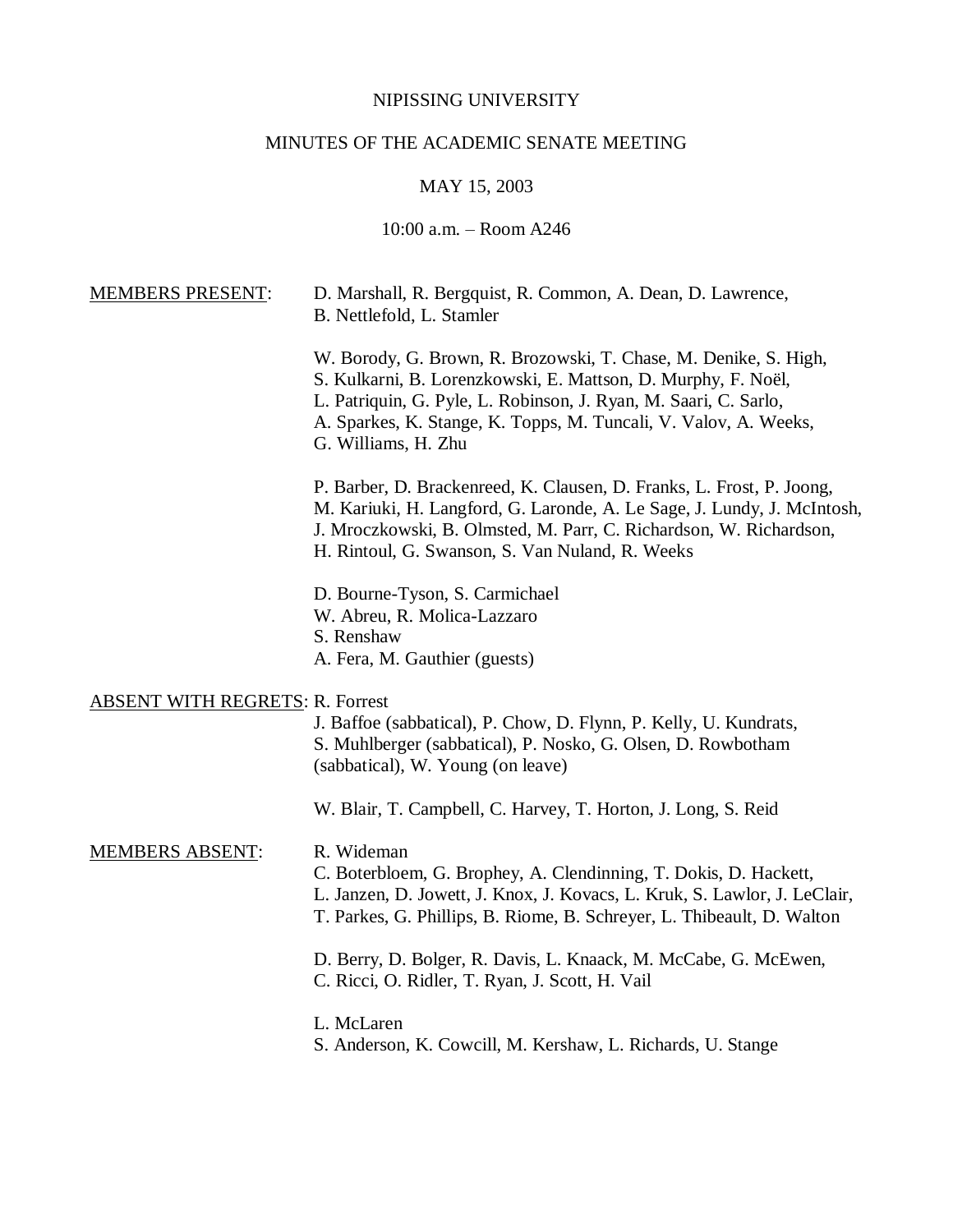NIPISSING UNIVERSITY

MINUTES OF THE ACADEMIC SENATE MEETING

MAY 15, 2003

10:00 a.m. – Room A246

<u>MEMBERS PRESENT</u>:

D. Marshall, R. Bergquist, R. Common, A. Dean, D. Lawrence, B. Nettlefold, L. Stamler

W. Borody, G. Brown, R. Brozowski, T. Chase, M. Denike, S. High, S. Kulkarni, B. Lorenzkowski, E. Mattson, D. Murphy, F. Noël, L. Patriquin, G. Pyle, L. Robinson, J. Ryan, M. Saari, C. Sarlo, A. Sparkes, K. Stange, K. Topps, M. Tuncali, V. Valov, A. Weeks, G. Williams, H. Zhu

P. Barber, D. Brackenreed, K. Clausen, D. Franks, L. Frost, P. Joong, M. Kariuki, H. Langford, G. Laronde, A. Le Sage, J. Lundy, J. McIntosh, J. Mroczkowski, B. Olmsted, M. Parr, C. Richardson, W. Richardson, H. Rintoul, G. Swanson, S. Van Nuland, R. Weeks

D. Bourne-Tyson, S. Carmichael
W. Abreu, R. Molica-Lazzaro
S. Renshaw
A. Fera, M. Gauthier (guests)

<u>ABSENT WITH REGRETS</u>:

R. Forrest
J. Baffoe (sabbatical), P. Chow, D. Flynn, P. Kelly, U. Kundrats, S. Muhlberger (sabbatical), P. Nosko, G. Olsen, D. Rowbotham (sabbatical), W. Young (on leave)

W. Blair, T. Campbell, C. Harvey, T. Horton, J. Long, S. Reid

<u>MEMBERS ABSENT</u>:

R. Wideman
C. Boterbloem, G. Brophey, A. Clendinning, T. Dokis, D. Hackett, L. Janzen, D. Jowett, J. Knox, J. Kovacs, L. Kruk, S. Lawlor, J. LeClair, T. Parkes, G. Phillips, B. Riome, B. Schreyer, L. Thibeault, D. Walton

D. Berry, D. Bolger, R. Davis, L. Knaack, M. McCabe, G. McEwen, C. Ricci, O. Ridler, T. Ryan, J. Scott, H. Vail

L. McLaren
S. Anderson, K. Cowcill, M. Kershaw, L. Richards, U. Stange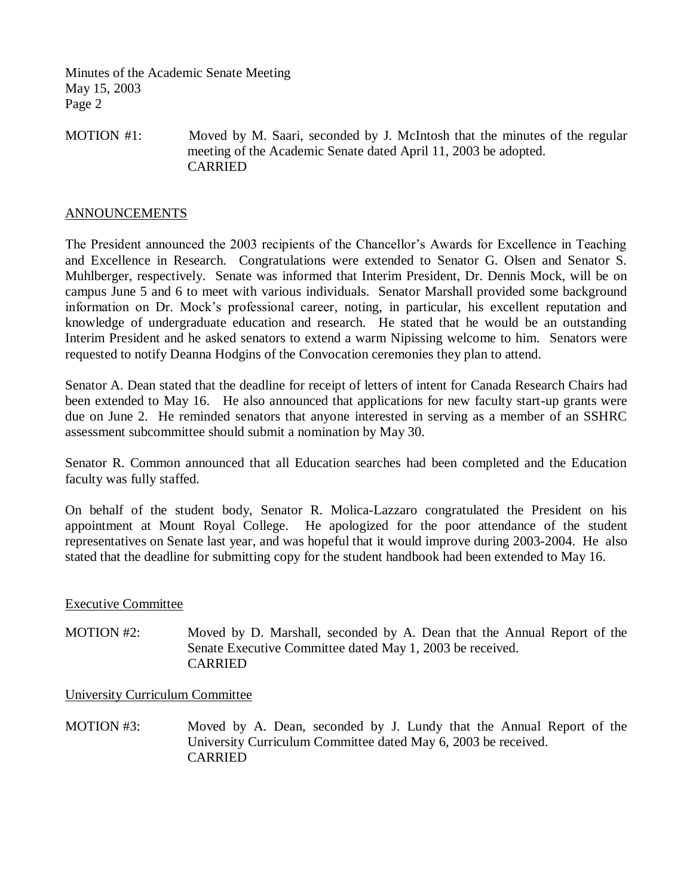MOTION #1: Moved by M. Saari, seconded by J. McIntosh that the minutes of the regular meeting of the Academic Senate dated April 11, 2003 be adopted.
CARRIED

## ANNOUNCEMENTS

The President announced the 2003 recipients of the Chancellor's Awards for Excellence in Teaching and Excellence in Research. Congratulations were extended to Senator G. Olsen and Senator S. Muhlberger, respectively. Senate was informed that Interim President, Dr. Dennis Mock, will be on campus June 5 and 6 to meet with various individuals. Senator Marshall provided some background information on Dr. Mock's professional career, noting, in particular, his excellent reputation and knowledge of undergraduate education and research. He stated that he would be an outstanding Interim President and he asked senators to extend a warm Nipissing welcome to him. Senators were requested to notify Deanna Hodgins of the Convocation ceremonies they plan to attend.

Senator A. Dean stated that the deadline for receipt of letters of intent for Canada Research Chairs had been extended to May 16. He also announced that applications for new faculty start-up grants were due on June 2. He reminded senators that anyone interested in serving as a member of an SSHRC assessment subcommittee should submit a nomination by May 30.

Senator R. Common announced that all Education searches had been completed and the Education faculty was fully staffed.

On behalf of the student body, Senator R. Molica-Lazzaro congratulated the President on his appointment at Mount Royal College. He apologized for the poor attendance of the student representatives on Senate last year, and was hopeful that it would improve during 2003-2004. He also stated that the deadline for submitting copy for the student handbook had been extended to May 16.

### Executive Committee

MOTION #2: Moved by D. Marshall, seconded by A. Dean that the Annual Report of the Senate Executive Committee dated May 1, 2003 be received.
CARRIED

### University Curriculum Committee

MOTION #3: Moved by A. Dean, seconded by J. Lundy that the Annual Report of the University Curriculum Committee dated May 6, 2003 be received.
CARRIED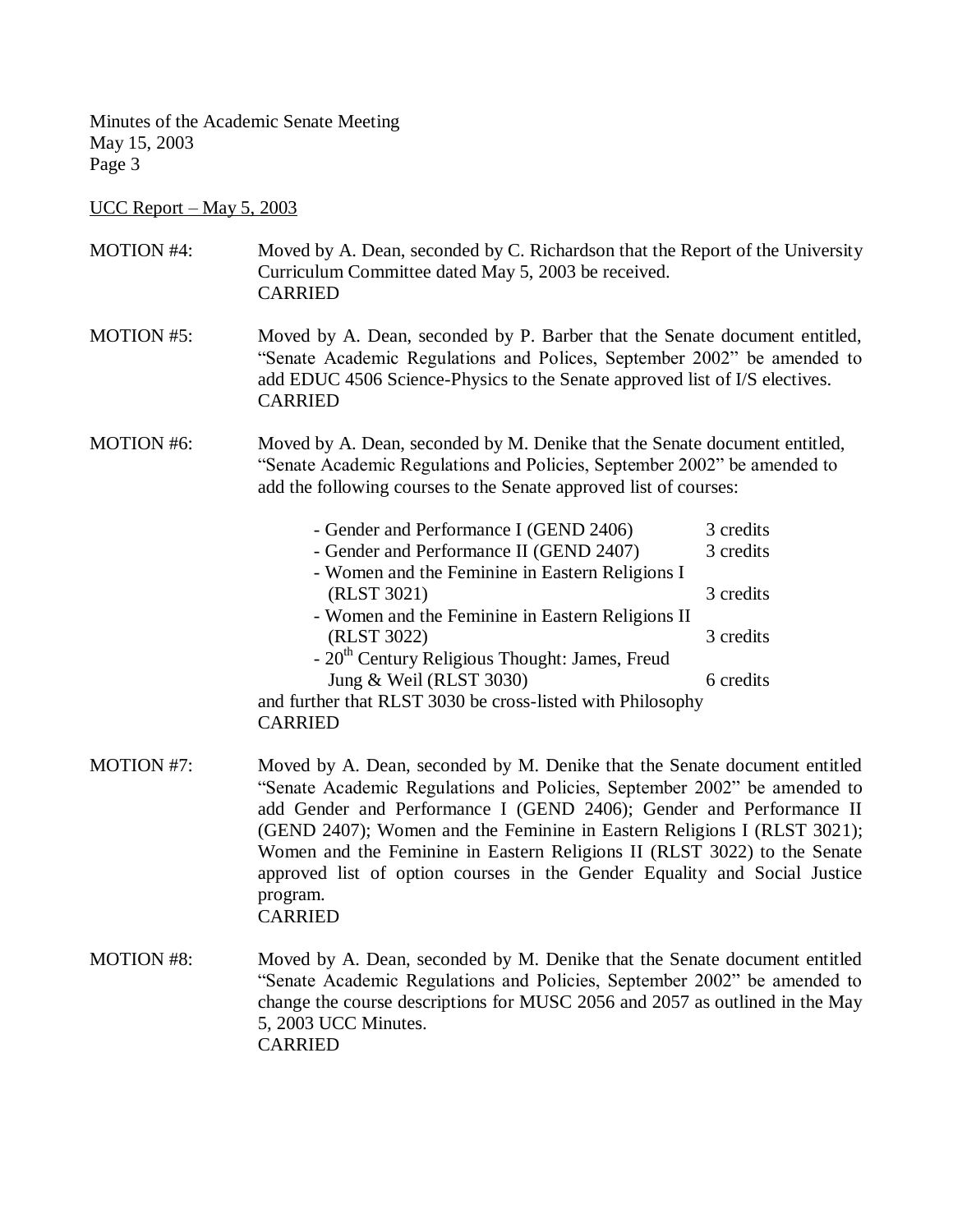UCC Report – May 5, 2003

MOTION #4: Moved by A. Dean, seconded by C. Richardson that the Report of the University Curriculum Committee dated May 5, 2003 be received.
CARRIED

MOTION #5: Moved by A. Dean, seconded by P. Barber that the Senate document entitled, "Senate Academic Regulations and Polices, September 2002" be amended to add EDUC 4506 Science-Physics to the Senate approved list of I/S electives.
CARRIED

MOTION #6: Moved by A. Dean, seconded by M. Denike that the Senate document entitled, "Senate Academic Regulations and Policies, September 2002" be amended to add the following courses to the Senate approved list of courses:

| | |
|---|---|
| - Gender and Performance I (GEND 2406) | 3 credits |
| - Gender and Performance II (GEND 2407) | 3 credits |
| - Women and the Feminine in Eastern Religions I (RLST 3021) | 3 credits |
| - Women and the Feminine in Eastern Religions II (RLST 3022) | 3 credits |
| - 20th Century Religious Thought: James, Freud Jung & Weil (RLST 3030) | 6 credits |

and further that RLST 3030 be cross-listed with Philosophy
CARRIED

MOTION #7: Moved by A. Dean, seconded by M. Denike that the Senate document entitled "Senate Academic Regulations and Policies, September 2002" be amended to add Gender and Performance I (GEND 2406); Gender and Performance II (GEND 2407); Women and the Feminine in Eastern Religions I (RLST 3021); Women and the Feminine in Eastern Religions II (RLST 3022) to the Senate approved list of option courses in the Gender Equality and Social Justice program.
CARRIED

MOTION #8: Moved by A. Dean, seconded by M. Denike that the Senate document entitled "Senate Academic Regulations and Policies, September 2002" be amended to change the course descriptions for MUSC 2056 and 2057 as outlined in the May 5, 2003 UCC Minutes.
CARRIED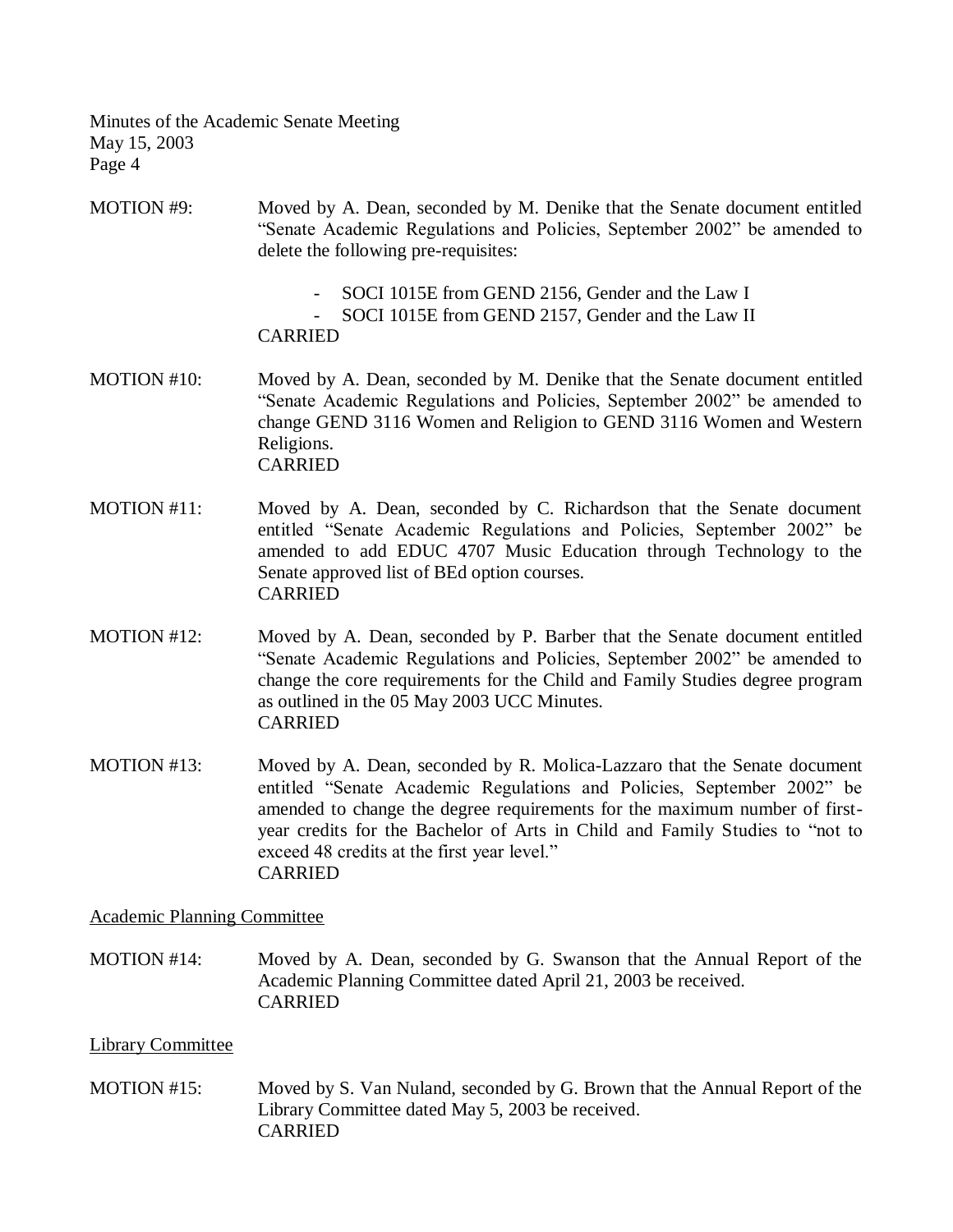MOTION #9: Moved by A. Dean, seconded by M. Denike that the Senate document entitled "Senate Academic Regulations and Policies, September 2002" be amended to delete the following pre-requisites:

- SOCI 1015E from GEND 2156, Gender and the Law I
- SOCI 1015E from GEND 2157, Gender and the Law II

CARRIED

MOTION #10: Moved by A. Dean, seconded by M. Denike that the Senate document entitled "Senate Academic Regulations and Policies, September 2002" be amended to change GEND 3116 Women and Religion to GEND 3116 Women and Western Religions.
CARRIED

MOTION #11: Moved by A. Dean, seconded by C. Richardson that the Senate document entitled "Senate Academic Regulations and Policies, September 2002" be amended to add EDUC 4707 Music Education through Technology to the Senate approved list of BEd option courses.
CARRIED

MOTION #12: Moved by A. Dean, seconded by P. Barber that the Senate document entitled "Senate Academic Regulations and Policies, September 2002" be amended to change the core requirements for the Child and Family Studies degree program as outlined in the 05 May 2003 UCC Minutes.
CARRIED

MOTION #13: Moved by A. Dean, seconded by R. Molica-Lazzaro that the Senate document entitled "Senate Academic Regulations and Policies, September 2002" be amended to change the degree requirements for the maximum number of first-year credits for the Bachelor of Arts in Child and Family Studies to "not to exceed 48 credits at the first year level."
CARRIED

<u>Academic Planning Committee</u>

MOTION #14: Moved by A. Dean, seconded by G. Swanson that the Annual Report of the Academic Planning Committee dated April 21, 2003 be received.
CARRIED

<u>Library Committee</u>

MOTION #15: Moved by S. Van Nuland, seconded by G. Brown that the Annual Report of the Library Committee dated May 5, 2003 be received.
CARRIED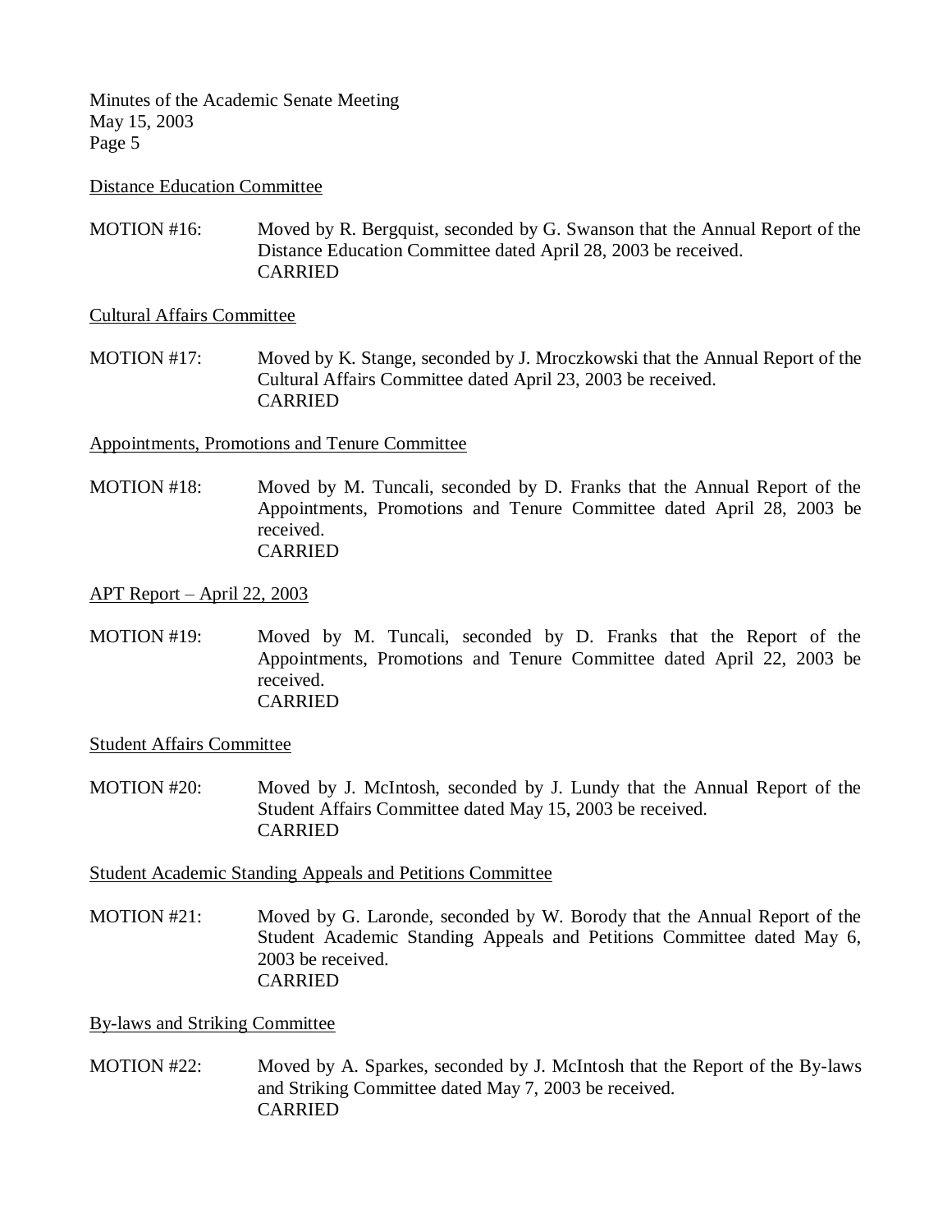Distance Education Committee

MOTION #16: Moved by R. Bergquist, seconded by G. Swanson that the Annual Report of the Distance Education Committee dated April 28, 2003 be received.
CARRIED

Cultural Affairs Committee

MOTION #17: Moved by K. Stange, seconded by J. Mroczkowski that the Annual Report of the Cultural Affairs Committee dated April 23, 2003 be received.
CARRIED

Appointments, Promotions and Tenure Committee

MOTION #18: Moved by M. Tuncali, seconded by D. Franks that the Annual Report of the Appointments, Promotions and Tenure Committee dated April 28, 2003 be received.
CARRIED

APT Report – April 22, 2003

MOTION #19: Moved by M. Tuncali, seconded by D. Franks that the Report of the Appointments, Promotions and Tenure Committee dated April 22, 2003 be received.
CARRIED

Student Affairs Committee

MOTION #20: Moved by J. McIntosh, seconded by J. Lundy that the Annual Report of the Student Affairs Committee dated May 15, 2003 be received.
CARRIED

Student Academic Standing Appeals and Petitions Committee

MOTION #21: Moved by G. Laronde, seconded by W. Borody that the Annual Report of the Student Academic Standing Appeals and Petitions Committee dated May 6, 2003 be received.
CARRIED

By-laws and Striking Committee

MOTION #22: Moved by A. Sparkes, seconded by J. McIntosh that the Report of the By-laws and Striking Committee dated May 7, 2003 be received.
CARRIED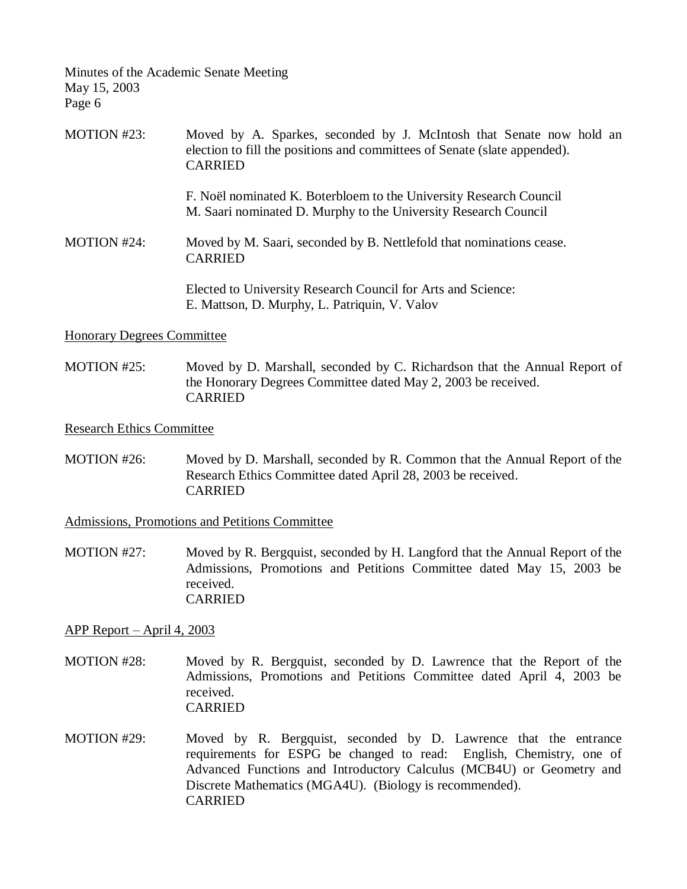MOTION #23: Moved by A. Sparkes, seconded by J. McIntosh that Senate now hold an election to fill the positions and committees of Senate (slate appended).
CARRIED

F. Noël nominated K. Boterbloem to the University Research Council
M. Saari nominated D. Murphy to the University Research Council

MOTION #24: Moved by M. Saari, seconded by B. Nettlefold that nominations cease.
CARRIED

Elected to University Research Council for Arts and Science:
E. Mattson, D. Murphy, L. Patriquin, V. Valov

<u>Honorary Degrees Committee</u>

MOTION #25: Moved by D. Marshall, seconded by C. Richardson that the Annual Report of the Honorary Degrees Committee dated May 2, 2003 be received.
CARRIED

<u>Research Ethics Committee</u>

MOTION #26: Moved by D. Marshall, seconded by R. Common that the Annual Report of the Research Ethics Committee dated April 28, 2003 be received.
CARRIED

<u>Admissions, Promotions and Petitions Committee</u>

MOTION #27: Moved by R. Bergquist, seconded by H. Langford that the Annual Report of the Admissions, Promotions and Petitions Committee dated May 15, 2003 be received.
CARRIED

<u>APP Report – April 4, 2003</u>

MOTION #28: Moved by R. Bergquist, seconded by D. Lawrence that the Report of the Admissions, Promotions and Petitions Committee dated April 4, 2003 be received.
CARRIED

MOTION #29: Moved by R. Bergquist, seconded by D. Lawrence that the entrance requirements for ESPG be changed to read: English, Chemistry, one of Advanced Functions and Introductory Calculus (MCB4U) or Geometry and Discrete Mathematics (MGA4U). (Biology is recommended).
CARRIED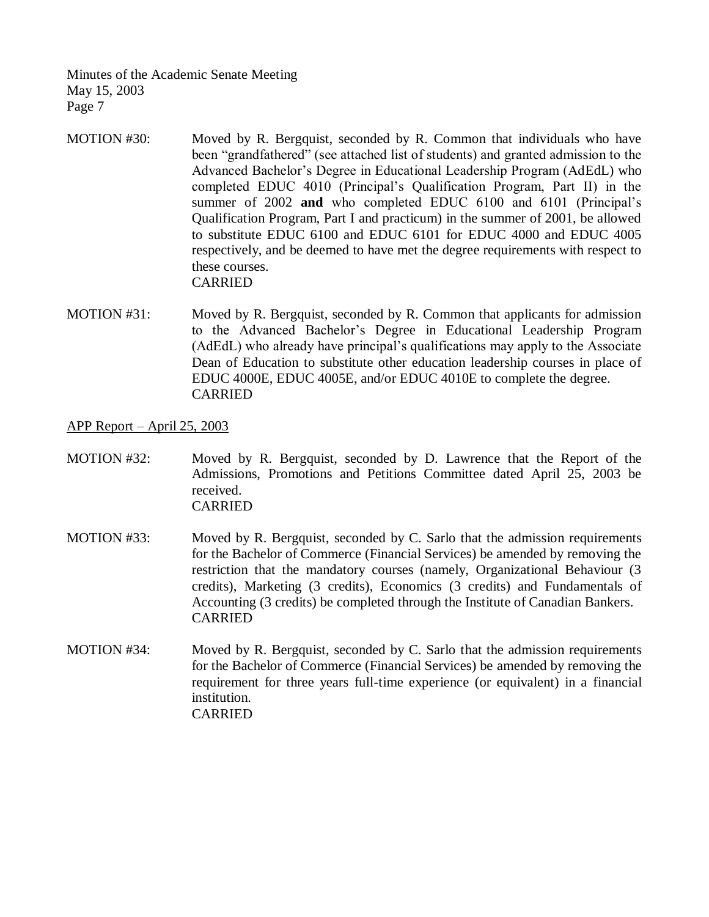MOTION #30: Moved by R. Bergquist, seconded by R. Common that individuals who have been "grandfathered" (see attached list of students) and granted admission to the Advanced Bachelor's Degree in Educational Leadership Program (AdEdL) who completed EDUC 4010 (Principal's Qualification Program, Part II) in the summer of 2002 **and** who completed EDUC 6100 and 6101 (Principal's Qualification Program, Part I and practicum) in the summer of 2001, be allowed to substitute EDUC 6100 and EDUC 6101 for EDUC 4000 and EDUC 4005 respectively, and be deemed to have met the degree requirements with respect to these courses.
CARRIED

MOTION #31: Moved by R. Bergquist, seconded by R. Common that applicants for admission to the Advanced Bachelor's Degree in Educational Leadership Program (AdEdL) who already have principal's qualifications may apply to the Associate Dean of Education to substitute other education leadership courses in place of EDUC 4000E, EDUC 4005E, and/or EDUC 4010E to complete the degree.
CARRIED

APP Report – April 25, 2003

MOTION #32: Moved by R. Bergquist, seconded by D. Lawrence that the Report of the Admissions, Promotions and Petitions Committee dated April 25, 2003 be received.
CARRIED

MOTION #33: Moved by R. Bergquist, seconded by C. Sarlo that the admission requirements for the Bachelor of Commerce (Financial Services) be amended by removing the restriction that the mandatory courses (namely, Organizational Behaviour (3 credits), Marketing (3 credits), Economics (3 credits) and Fundamentals of Accounting (3 credits) be completed through the Institute of Canadian Bankers.
CARRIED

MOTION #34: Moved by R. Bergquist, seconded by C. Sarlo that the admission requirements for the Bachelor of Commerce (Financial Services) be amended by removing the requirement for three years full-time experience (or equivalent) in a financial institution.
CARRIED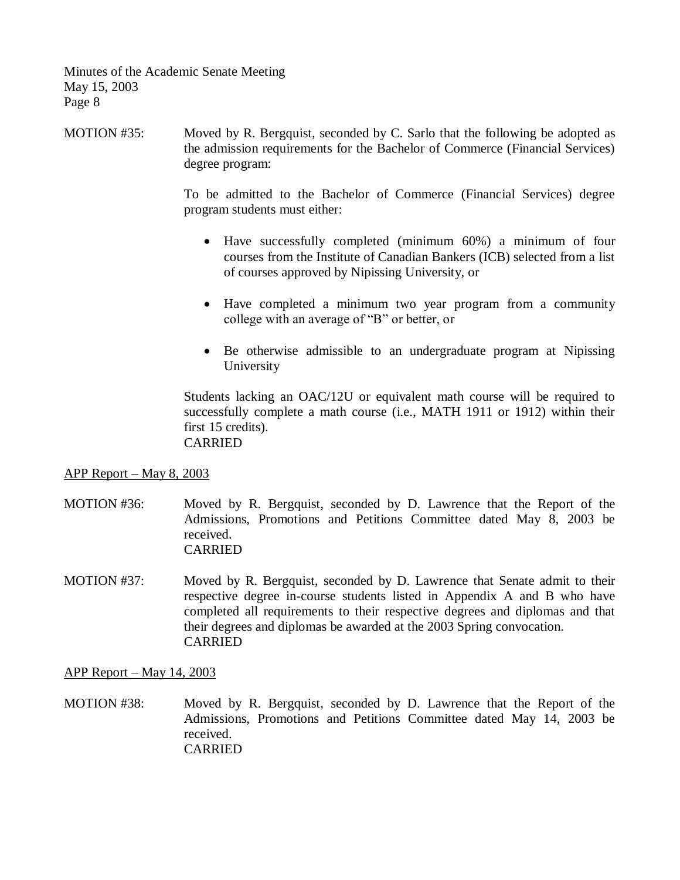MOTION #35: Moved by R. Bergquist, seconded by C. Sarlo that the following be adopted as the admission requirements for the Bachelor of Commerce (Financial Services) degree program:

To be admitted to the Bachelor of Commerce (Financial Services) degree program students must either:

- Have successfully completed (minimum 60%) a minimum of four courses from the Institute of Canadian Bankers (ICB) selected from a list of courses approved by Nipissing University, or
- Have completed a minimum two year program from a community college with an average of "B" or better, or
- Be otherwise admissible to an undergraduate program at Nipissing University

Students lacking an OAC/12U or equivalent math course will be required to successfully complete a math course (i.e., MATH 1911 or 1912) within their first 15 credits).
CARRIED

APP Report – May 8, 2003

MOTION #36: Moved by R. Bergquist, seconded by D. Lawrence that the Report of the Admissions, Promotions and Petitions Committee dated May 8, 2003 be received.
CARRIED

MOTION #37: Moved by R. Bergquist, seconded by D. Lawrence that Senate admit to their respective degree in-course students listed in Appendix A and B who have completed all requirements to their respective degrees and diplomas and that their degrees and diplomas be awarded at the 2003 Spring convocation.
CARRIED

APP Report – May 14, 2003

MOTION #38: Moved by R. Bergquist, seconded by D. Lawrence that the Report of the Admissions, Promotions and Petitions Committee dated May 14, 2003 be received.
CARRIED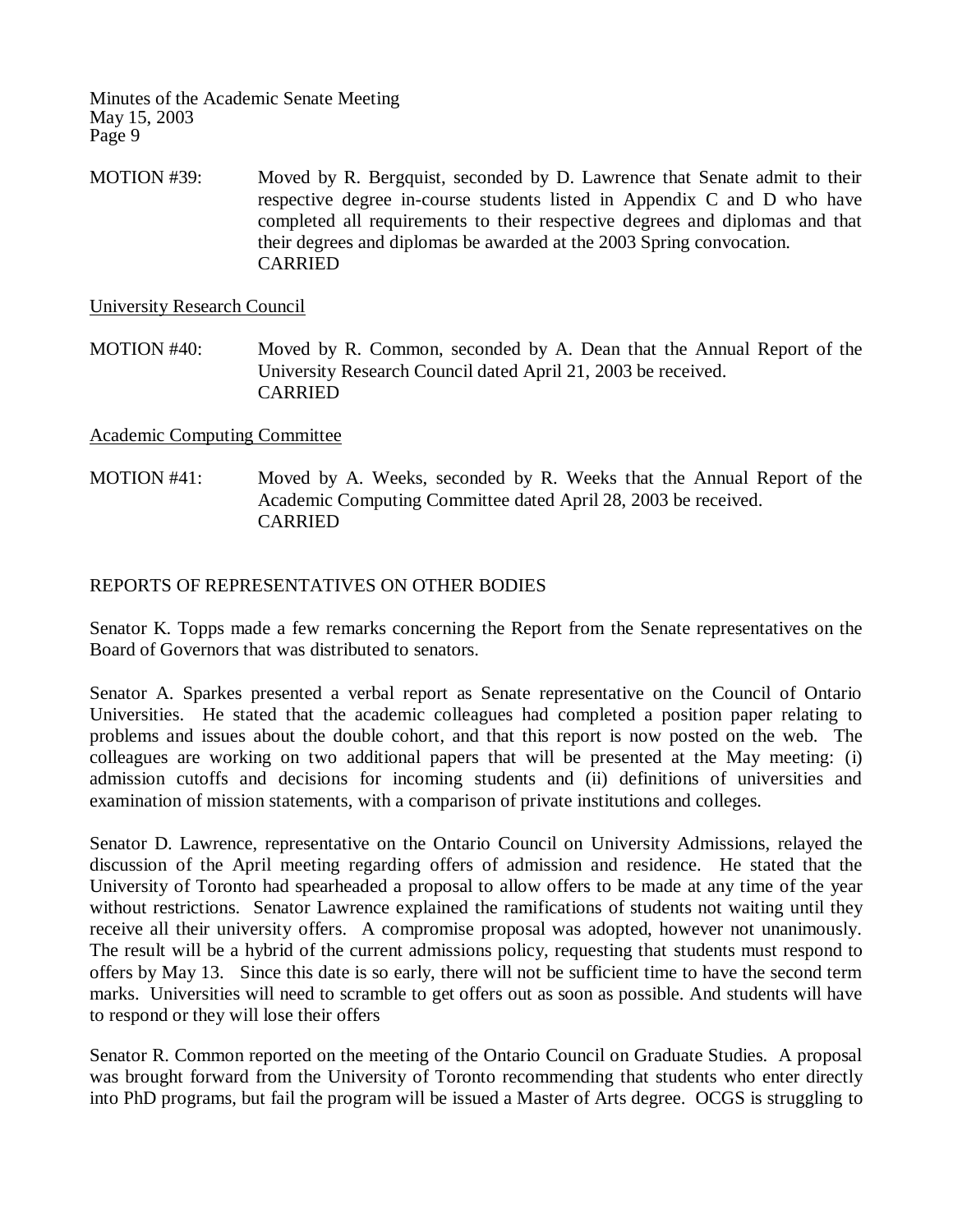MOTION #39: Moved by R. Bergquist, seconded by D. Lawrence that Senate admit to their respective degree in-course students listed in Appendix C and D who have completed all requirements to their respective degrees and diplomas and that their degrees and diplomas be awarded at the 2003 Spring convocation.
CARRIED

University Research Council

MOTION #40: Moved by R. Common, seconded by A. Dean that the Annual Report of the University Research Council dated April 21, 2003 be received.
CARRIED

Academic Computing Committee

MOTION #41: Moved by A. Weeks, seconded by R. Weeks that the Annual Report of the Academic Computing Committee dated April 28, 2003 be received.
CARRIED

REPORTS OF REPRESENTATIVES ON OTHER BODIES

Senator K. Topps made a few remarks concerning the Report from the Senate representatives on the Board of Governors that was distributed to senators.

Senator A. Sparkes presented a verbal report as Senate representative on the Council of Ontario Universities. He stated that the academic colleagues had completed a position paper relating to problems and issues about the double cohort, and that this report is now posted on the web. The colleagues are working on two additional papers that will be presented at the May meeting: (i) admission cutoffs and decisions for incoming students and (ii) definitions of universities and examination of mission statements, with a comparison of private institutions and colleges.

Senator D. Lawrence, representative on the Ontario Council on University Admissions, relayed the discussion of the April meeting regarding offers of admission and residence. He stated that the University of Toronto had spearheaded a proposal to allow offers to be made at any time of the year without restrictions. Senator Lawrence explained the ramifications of students not waiting until they receive all their university offers. A compromise proposal was adopted, however not unanimously. The result will be a hybrid of the current admissions policy, requesting that students must respond to offers by May 13. Since this date is so early, there will not be sufficient time to have the second term marks. Universities will need to scramble to get offers out as soon as possible. And students will have to respond or they will lose their offers

Senator R. Common reported on the meeting of the Ontario Council on Graduate Studies. A proposal was brought forward from the University of Toronto recommending that students who enter directly into PhD programs, but fail the program will be issued a Master of Arts degree. OCGS is struggling to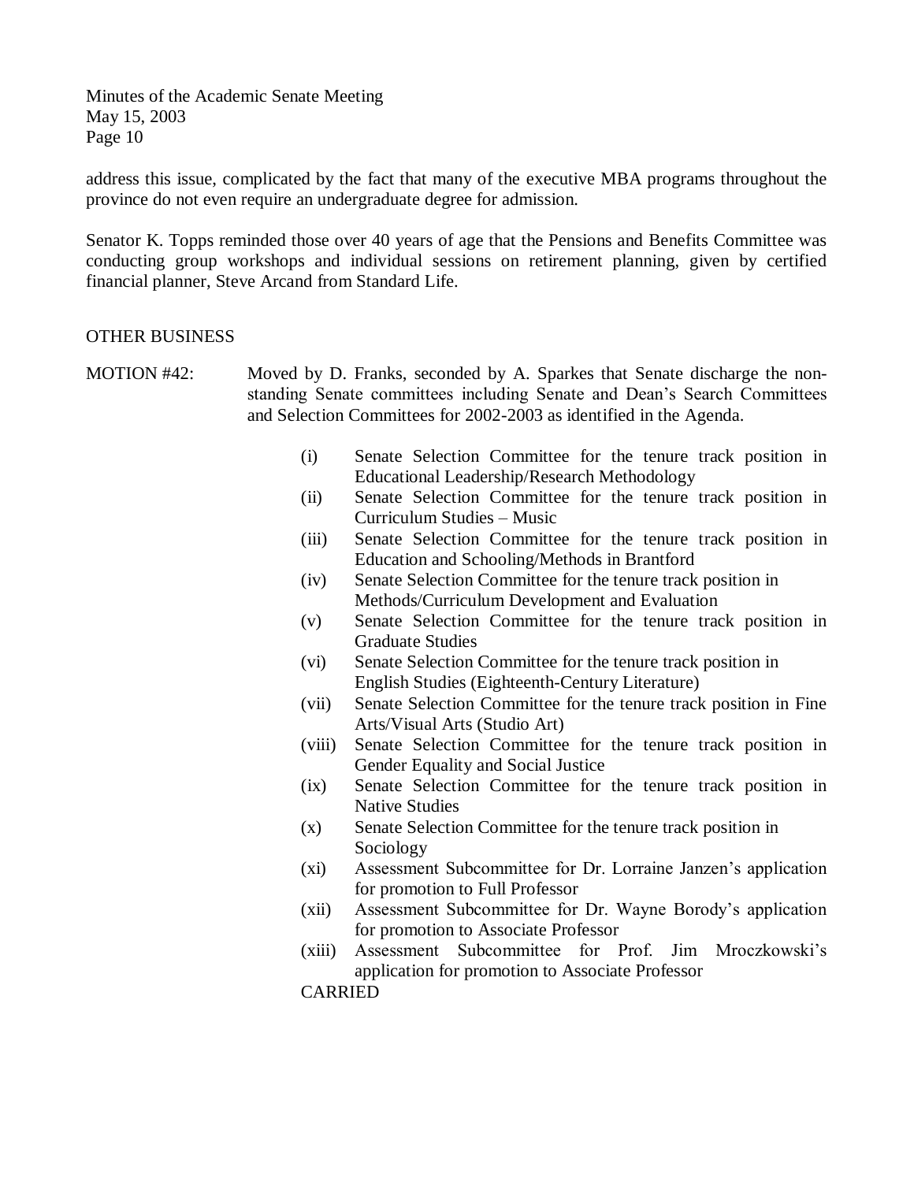address this issue, complicated by the fact that many of the executive MBA programs throughout the province do not even require an undergraduate degree for admission.

Senator K. Topps reminded those over 40 years of age that the Pensions and Benefits Committee was conducting group workshops and individual sessions on retirement planning, given by certified financial planner, Steve Arcand from Standard Life.

## OTHER BUSINESS

**MOTION #42:** Moved by D. Franks, seconded by A. Sparkes that Senate discharge the non-standing Senate committees including Senate and Dean's Search Committees and Selection Committees for 2002-2003 as identified in the Agenda.

- (i) Senate Selection Committee for the tenure track position in Educational Leadership/Research Methodology
- (ii) Senate Selection Committee for the tenure track position in Curriculum Studies – Music
- (iii) Senate Selection Committee for the tenure track position in Education and Schooling/Methods in Brantford
- (iv) Senate Selection Committee for the tenure track position in Methods/Curriculum Development and Evaluation
- (v) Senate Selection Committee for the tenure track position in Graduate Studies
- (vi) Senate Selection Committee for the tenure track position in English Studies (Eighteenth-Century Literature)
- (vii) Senate Selection Committee for the tenure track position in Fine Arts/Visual Arts (Studio Art)
- (viii) Senate Selection Committee for the tenure track position in Gender Equality and Social Justice
- (ix) Senate Selection Committee for the tenure track position in Native Studies
- (x) Senate Selection Committee for the tenure track position in Sociology
- (xi) Assessment Subcommittee for Dr. Lorraine Janzen's application for promotion to Full Professor
- (xii) Assessment Subcommittee for Dr. Wayne Borody's application for promotion to Associate Professor
- (xiii) Assessment Subcommittee for Prof. Jim Mroczkowski's application for promotion to Associate Professor

CARRIED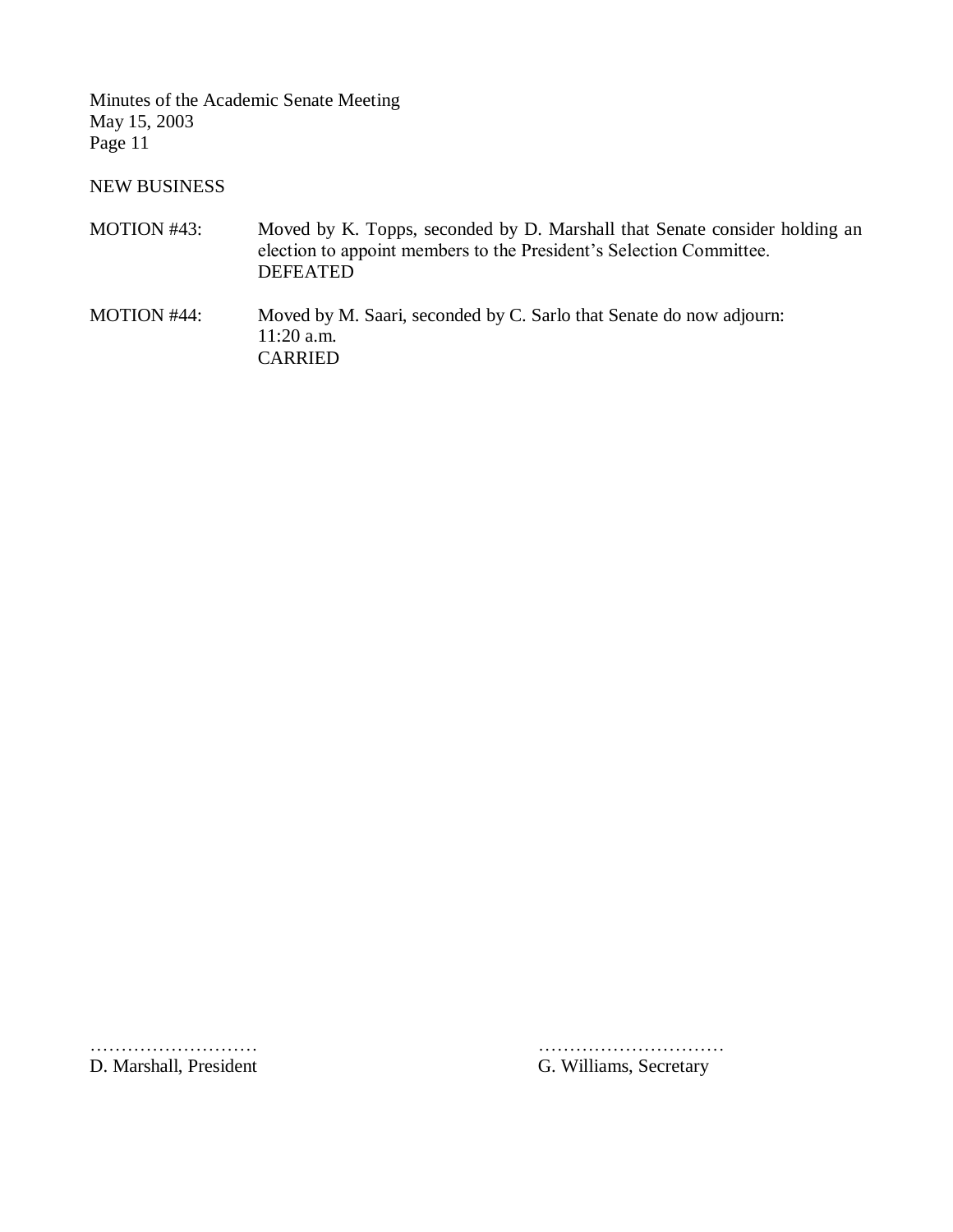NEW BUSINESS

MOTION #43: Moved by K. Topps, seconded by D. Marshall that Senate consider holding an election to appoint members to the President's Selection Committee.
DEFEATED

MOTION #44: Moved by M. Saari, seconded by C. Sarlo that Senate do now adjourn:
11:20 a.m.
CARRIED

………………………
D. Marshall, President

…………………………
G. Williams, Secretary